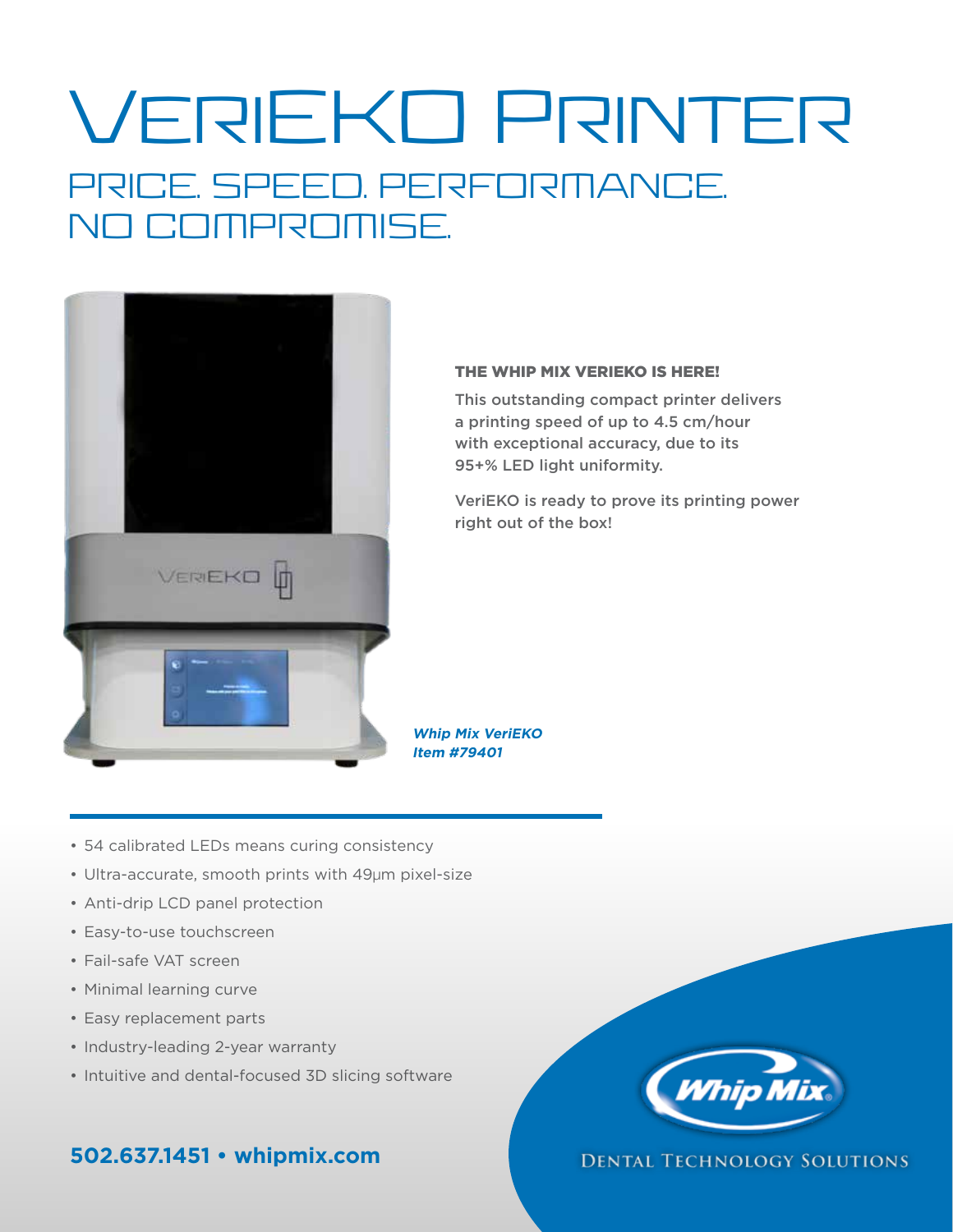# VeriEKO Printer

## PRICE. SPEED. PERFORMANCE. NO COMPROMISE.

### THE WHIP MIX VERIEKO IS HERE!

This outstanding compact printer delivers a printing speed of up to 4.5 cm/hour with exceptional accuracy, due to its 95+% LED light uniformity.

VeriEKO is ready to prove its printing power right out of the box!

***Whip Mix VeriEKO***
***Item #79401***

- 54 calibrated LEDs means curing consistency
- Ultra-accurate, smooth prints with 49µm pixel-size
- Anti-drip LCD panel protection
- Easy-to-use touchscreen
- Fail-safe VAT screen
- Minimal learning curve
- Easy replacement parts
- Industry-leading 2-year warranty
- Intuitive and dental-focused 3D slicing software

**502.637.1451 • whipmix.com**

Whip Mix

DENTAL TECHNOLOGY SOLUTIONS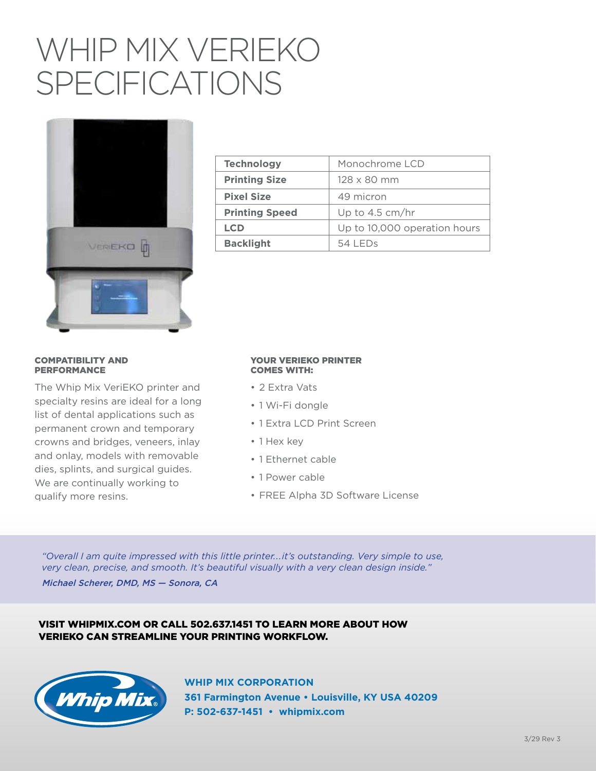# WHIP MIX VERIEKO SPECIFICATIONS

| | |
|---|---|
| **Technology** | Monochrome LCD |
| **Printing Size** | 128 x 80 mm |
| **Pixel Size** | 49 micron |
| **Printing Speed** | Up to 4.5 cm/hr |
| **LCD** | Up to 10,000 operation hours |
| **Backlight** | 54 LEDs |

### COMPATIBILITY AND PERFORMANCE

The Whip Mix VeriEKO printer and specialty resins are ideal for a long list of dental applications such as permanent crown and temporary crowns and bridges, veneers, inlay and onlay, models with removable dies, splints, and surgical guides. We are continually working to qualify more resins.

### YOUR VERIEKO PRINTER COMES WITH:

- 2 Extra Vats
- 1 Wi-Fi dongle
- 1 Extra LCD Print Screen
- 1 Hex key
- 1 Ethernet cable
- 1 Power cable
- FREE Alpha 3D Software License

*"Overall I am quite impressed with this little printer...it's outstanding. Very simple to use, very clean, precise, and smooth. It's beautiful visually with a very clean design inside."*

***Michael Scherer, DMD, MS — Sonora, CA***

**VISIT WHIPMIX.COM OR CALL 502.637.1451 TO LEARN MORE ABOUT HOW VERIEKO CAN STREAMLINE YOUR PRINTING WORKFLOW.**

**WHIP MIX CORPORATION**
**361 Farmington Avenue • Louisville, KY USA 40209**
**P: 502-637-1451 • whipmix.com**

3/29 Rev 3